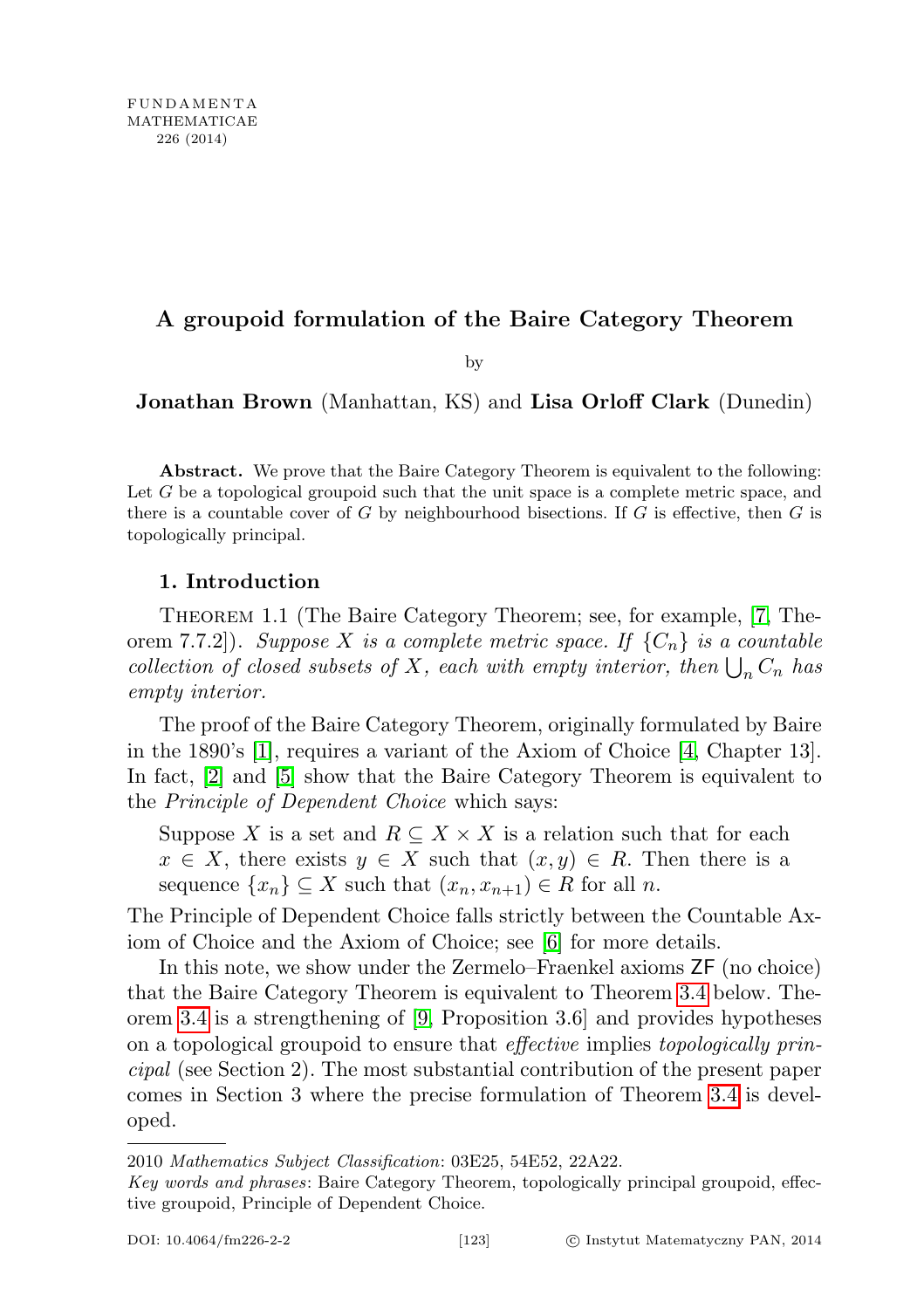FUNDAMENTA MATHEMATICAE 226 (2014)

# A groupoid formulation of the Baire Category Theorem

by

**Jonathan Brown** (Manhattan, KS) and **Lisa Orloff Clark** (Dunedin)

**Abstract.** We prove that the Baire Category Theorem is equivalent to the following: Let $G$ be a topological groupoid such that the unit space is a complete metric space, and there is a countable cover of $G$ by neighbourhood bisections. If $G$ is effective, then $G$ is topologically principal.

## 1. Introduction

Theorem 1.1 (The Baire Category Theorem; see, for example, [7, Theorem 7.7.2]). *Suppose $X$ is a complete metric space. If $\{C_n\}$ is a countable collection of closed subsets of $X$, each with empty interior, then $\bigcup_n C_n$ has empty interior.*

The proof of the Baire Category Theorem, originally formulated by Baire in the 1890's [1], requires a variant of the Axiom of Choice [4, Chapter 13]. In fact, [2] and [5] show that the Baire Category Theorem is equivalent to the *Principle of Dependent Choice* which says:

> Suppose $X$ is a set and $R \subseteq X \times X$ is a relation such that for each $x \in X$, there exists $y \in X$ such that $(x, y) \in R$. Then there is a sequence $\{x_n\} \subseteq X$ such that $(x_n, x_{n+1}) \in R$ for all $n$.

The Principle of Dependent Choice falls strictly between the Countable Axiom of Choice and the Axiom of Choice; see [6] for more details.

In this note, we show under the Zermelo–Fraenkel axioms ZF (no choice) that the Baire Category Theorem is equivalent to Theorem 3.4 below. Theorem 3.4 is a strengthening of [9, Proposition 3.6] and provides hypotheses on a topological groupoid to ensure that *effective* implies *topologically principal* (see Section 2). The most substantial contribution of the present paper comes in Section 3 where the precise formulation of Theorem 3.4 is developed.

2010 *Mathematics Subject Classification*: 03E25, 54E52, 22A22.

*Key words and phrases*: Baire Category Theorem, topologically principal groupoid, effective groupoid, Principle of Dependent Choice.

DOI: 10.4064/fm226-2-2 © Instytut Matematyczny PAN, 2014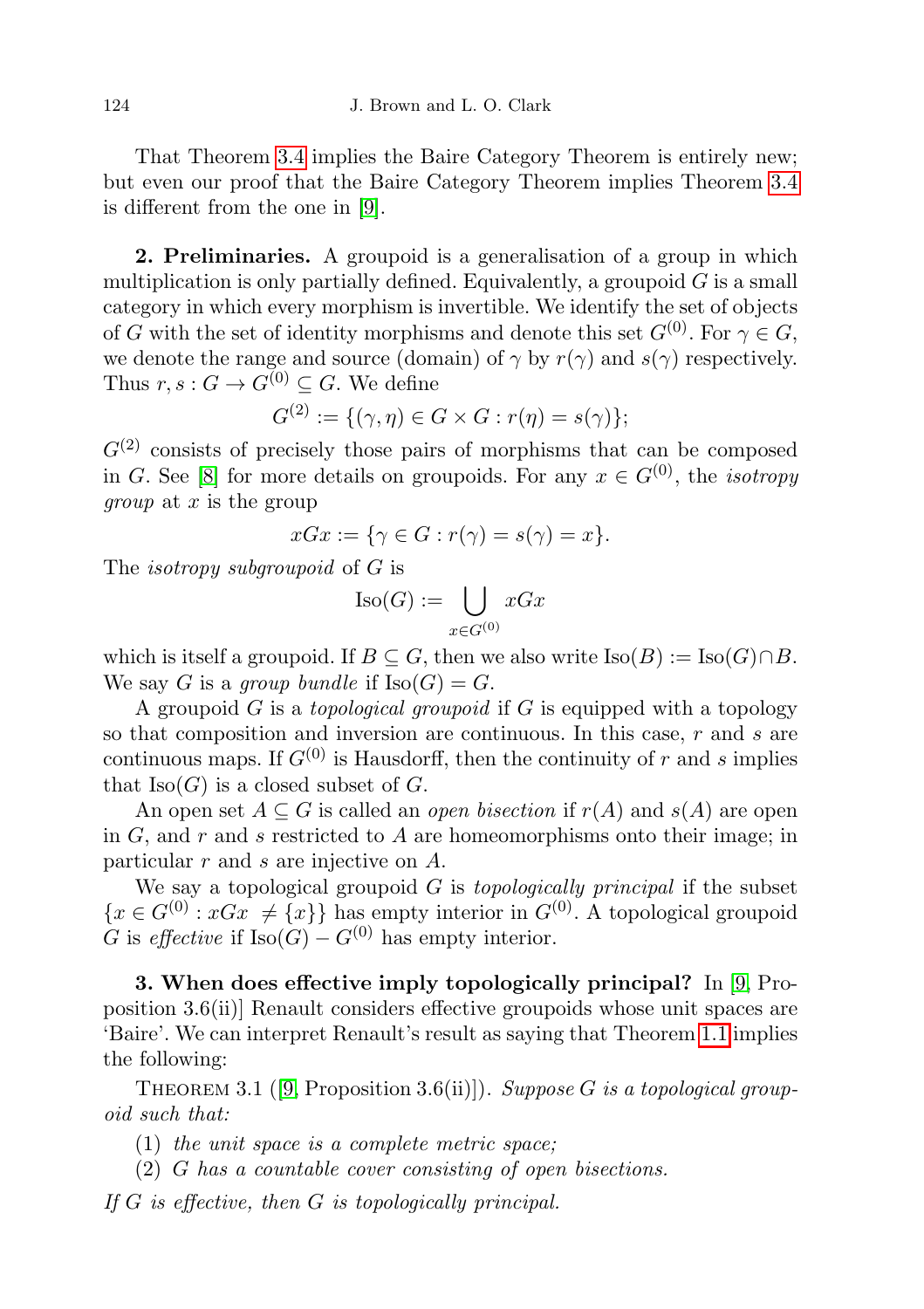That Theorem 3.4 implies the Baire Category Theorem is entirely new; but even our proof that the Baire Category Theorem implies Theorem 3.4 is different from the one in [9].

**2. Preliminaries.** A groupoid is a generalisation of a group in which multiplication is only partially defined. Equivalently, a groupoid $G$ is a small category in which every morphism is invertible. We identify the set of objects of $G$ with the set of identity morphisms and denote this set $G^{(0)}$. For $\gamma \in G$, we denote the range and source (domain) of $\gamma$ by $r(\gamma)$ and $s(\gamma)$ respectively. Thus $r, s : G \to G^{(0)} \subseteq G$. We define

$$G^{(2)} := \{(\gamma, \eta) \in G \times G : r(\eta) = s(\gamma)\};$$

$G^{(2)}$ consists of precisely those pairs of morphisms that can be composed in $G$. See [8] for more details on groupoids. For any $x \in G^{(0)}$, the *isotropy group* at $x$ is the group

$$xGx := \{\gamma \in G : r(\gamma) = s(\gamma) = x\}.$$

The *isotropy subgroupoid* of $G$ is

$$\mathrm{Iso}(G) := \bigcup_{x \in G^{(0)}} xGx$$

which is itself a groupoid. If $B \subseteq G$, then we also write $\mathrm{Iso}(B) := \mathrm{Iso}(G) \cap B$. We say $G$ is a *group bundle* if $\mathrm{Iso}(G) = G$.

A groupoid $G$ is a *topological groupoid* if $G$ is equipped with a topology so that composition and inversion are continuous. In this case, $r$ and $s$ are continuous maps. If $G^{(0)}$ is Hausdorff, then the continuity of $r$ and $s$ implies that $\mathrm{Iso}(G)$ is a closed subset of $G$.

An open set $A \subseteq G$ is called an *open bisection* if $r(A)$ and $s(A)$ are open in $G$, and $r$ and $s$ restricted to $A$ are homeomorphisms onto their image; in particular $r$ and $s$ are injective on $A$.

We say a topological groupoid $G$ is *topologically principal* if the subset $\{x \in G^{(0)} : xGx \neq \{x\}\}$ has empty interior in $G^{(0)}$. A topological groupoid $G$ is *effective* if $\mathrm{Iso}(G) - G^{(0)}$ has empty interior.

**3. When does effective imply topologically principal?** In [9, Proposition 3.6(ii)] Renault considers effective groupoids whose unit spaces are 'Baire'. We can interpret Renault's result as saying that Theorem 1.1 implies the following:

THEOREM 3.1 ([9, Proposition 3.6(ii)]). *Suppose $G$ is a topological groupoid such that:*

(1) *the unit space is a complete metric space;*
(2) *$G$ has a countable cover consisting of open bisections.*

*If $G$ is effective, then $G$ is topologically principal.*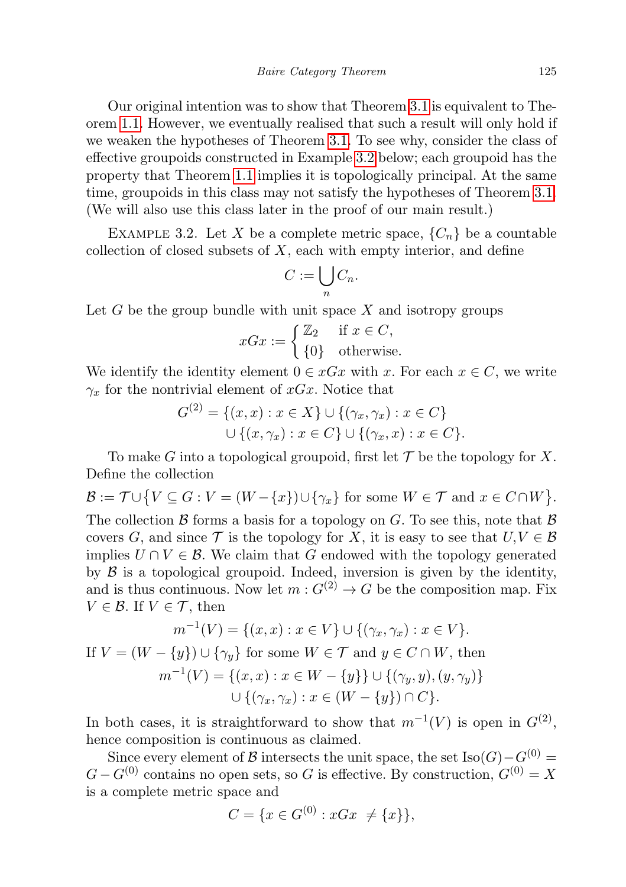Our original intention was to show that Theorem 3.1 is equivalent to Theorem 1.1. However, we eventually realised that such a result will only hold if we weaken the hypotheses of Theorem 3.1. To see why, consider the class of effective groupoids constructed in Example 3.2 below; each groupoid has the property that Theorem 1.1 implies it is topologically principal. At the same time, groupoids in this class may not satisfy the hypotheses of Theorem 3.1. (We will also use this class later in the proof of our main result.)

Example 3.2. Let $X$ be a complete metric space, $\{C_n\}$ be a countable collection of closed subsets of $X$, each with empty interior, and define

$$C := \bigcup_n C_n.$$

Let $G$ be the group bundle with unit space $X$ and isotropy groups

$$xGx := \begin{cases} \mathbb{Z}_2 & \text{if } x \in C, \\ \{0\} & \text{otherwise.} \end{cases}$$

We identify the identity element $0 \in xGx$ with $x$. For each $x \in C$, we write $\gamma_x$ for the nontrivial element of $xGx$. Notice that

$$\begin{aligned} G^{(2)} = &\{(x,x) : x \in X\} \cup \{(\gamma_x, \gamma_x) : x \in C\} \\ &\cup \{(x, \gamma_x) : x \in C\} \cup \{(\gamma_x, x) : x \in C\}. \end{aligned}$$

To make $G$ into a topological groupoid, first let $\mathcal{T}$ be the topology for $X$. Define the collection

$$\mathcal{B} := \mathcal{T} \cup \big\{ V \subseteq G : V = (W - \{x\}) \cup \{\gamma_x\} \text{ for some } W \in \mathcal{T} \text{ and } x \in C \cap W \big\}.$$

The collection $\mathcal{B}$ forms a basis for a topology on $G$. To see this, note that $\mathcal{B}$ covers $G$, and since $\mathcal{T}$ is the topology for $X$, it is easy to see that $U, V \in \mathcal{B}$ implies $U \cap V \in \mathcal{B}$. We claim that $G$ endowed with the topology generated by $\mathcal{B}$ is a topological groupoid. Indeed, inversion is given by the identity, and is thus continuous. Now let $m : G^{(2)} \to G$ be the composition map. Fix $V \in \mathcal{B}$. If $V \in \mathcal{T}$, then

$$m^{-1}(V) = \{(x,x) : x \in V\} \cup \{(\gamma_x, \gamma_x) : x \in V\}.$$

If $V = (W - \{y\}) \cup \{\gamma_y\}$ for some $W \in \mathcal{T}$ and $y \in C \cap W$, then

$$\begin{aligned} m^{-1}(V) = &\{(x,x) : x \in W - \{y\}\} \cup \{(\gamma_y, y), (y, \gamma_y)\} \\ &\cup \{(\gamma_x, \gamma_x) : x \in (W - \{y\}) \cap C\}. \end{aligned}$$

In both cases, it is straightforward to show that $m^{-1}(V)$ is open in $G^{(2)}$, hence composition is continuous as claimed.

Since every element of $\mathcal{B}$ intersects the unit space, the set $\operatorname{Iso}(G) - G^{(0)} = G - G^{(0)}$ contains no open sets, so $G$ is effective. By construction, $G^{(0)} = X$ is a complete metric space and

$$C = \{x \in G^{(0)} : xGx \neq \{x\}\},$$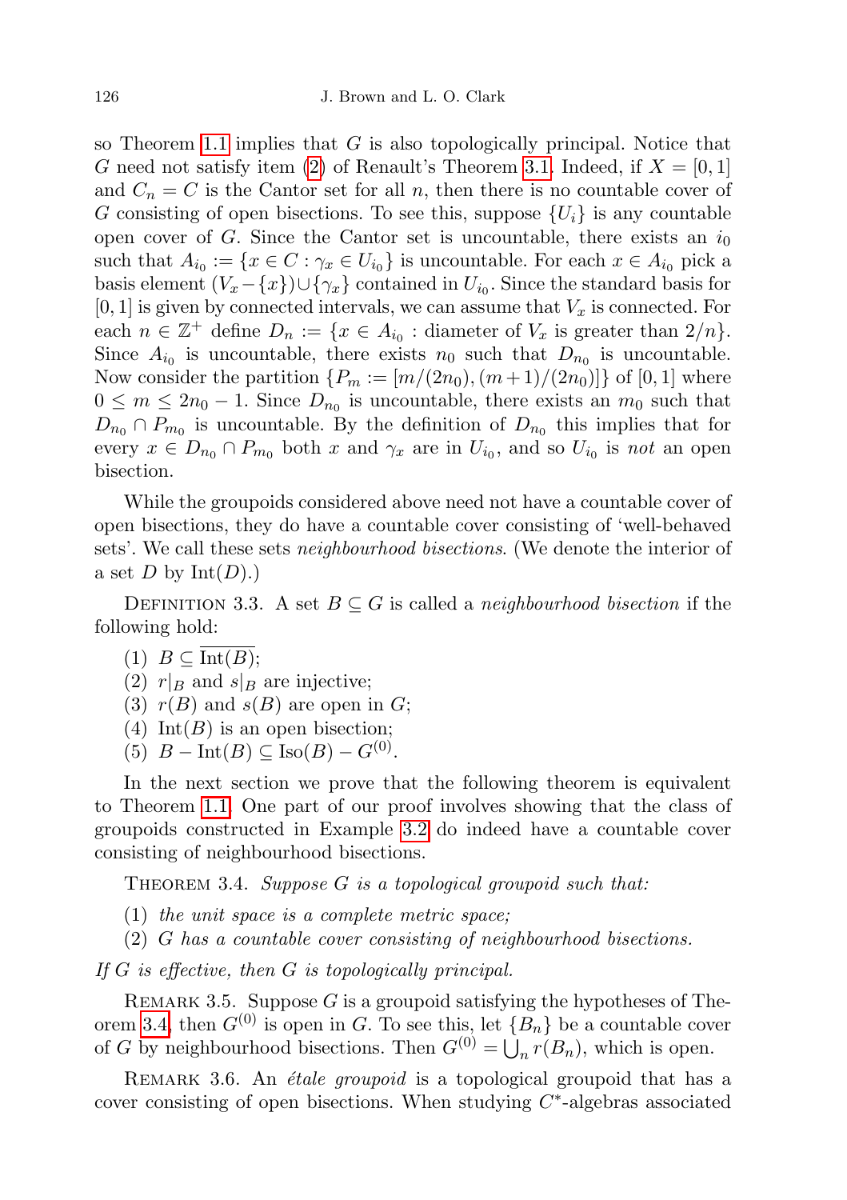so Theorem 1.1 implies that $G$ is also topologically principal. Notice that $G$ need not satisfy item (2) of Renault's Theorem 3.1. Indeed, if $X = [0,1]$ and $C_n = C$ is the Cantor set for all $n$, then there is no countable cover of $G$ consisting of open bisections. To see this, suppose $\{U_i\}$ is any countable open cover of $G$. Since the Cantor set is uncountable, there exists an $i_0$ such that $A_{i_0} := \{x \in C : \gamma_x \in U_{i_0}\}$ is uncountable. For each $x \in A_{i_0}$ pick a basis element $(V_x - \{x\}) \cup \{\gamma_x\}$ contained in $U_{i_0}$. Since the standard basis for $[0,1]$ is given by connected intervals, we can assume that $V_x$ is connected. For each $n \in \mathbb{Z}^+$ define $D_n := \{x \in A_{i_0} : \text{diameter of } V_x \text{ is greater than } 2/n\}$. Since $A_{i_0}$ is uncountable, there exists $n_0$ such that $D_{n_0}$ is uncountable. Now consider the partition $\{P_m := [m/(2n_0), (m+1)/(2n_0)]\}$ of $[0,1]$ where $0 \le m \le 2n_0 - 1$. Since $D_{n_0}$ is uncountable, there exists an $m_0$ such that $D_{n_0} \cap P_{m_0}$ is uncountable. By the definition of $D_{n_0}$ this implies that for every $x \in D_{n_0} \cap P_{m_0}$ both $x$ and $\gamma_x$ are in $U_{i_0}$, and so $U_{i_0}$ is *not* an open bisection.

While the groupoids considered above need not have a countable cover of open bisections, they do have a countable cover consisting of 'well-behaved sets'. We call these sets *neighbourhood bisections*. (We denote the interior of a set $D$ by $\mathrm{Int}(D)$.)

DEFINITION 3.3. A set $B \subseteq G$ is called a *neighbourhood bisection* if the following hold:

1. $B \subseteq \overline{\mathrm{Int}(B)}$;
2. $r|_B$ and $s|_B$ are injective;
3. $r(B)$ and $s(B)$ are open in $G$;
4. $\mathrm{Int}(B)$ is an open bisection;
5. $B - \mathrm{Int}(B) \subseteq \mathrm{Iso}(B) - G^{(0)}$.

In the next section we prove that the following theorem is equivalent to Theorem 1.1. One part of our proof involves showing that the class of groupoids constructed in Example 3.2 do indeed have a countable cover consisting of neighbourhood bisections.

THEOREM 3.4. *Suppose $G$ is a topological groupoid such that:*

1. *the unit space is a complete metric space;*
2. *$G$ has a countable cover consisting of neighbourhood bisections.*

*If $G$ is effective, then $G$ is topologically principal.*

REMARK 3.5. Suppose $G$ is a groupoid satisfying the hypotheses of Theorem 3.4, then $G^{(0)}$ is open in $G$. To see this, let $\{B_n\}$ be a countable cover of $G$ by neighbourhood bisections. Then $G^{(0)} = \bigcup_n r(B_n)$, which is open.

REMARK 3.6. An *étale groupoid* is a topological groupoid that has a cover consisting of open bisections. When studying $C^*$-algebras associated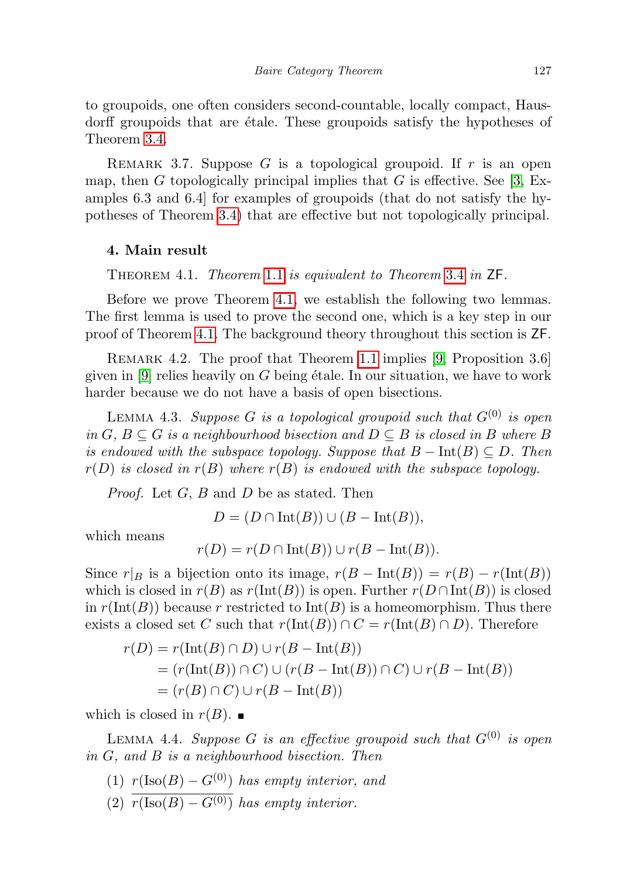to groupoids, one often considers second-countable, locally compact, Hausdorff groupoids that are étale. These groupoids satisfy the hypotheses of Theorem 3.4.

REMARK 3.7. Suppose $G$ is a topological groupoid. If $r$ is an open map, then $G$ topologically principal implies that $G$ is effective. See [3, Examples 6.3 and 6.4] for examples of groupoids (that do not satisfy the hypotheses of Theorem 3.4) that are effective but not topologically principal.

## 4. Main result

THEOREM 4.1. *Theorem 1.1 is equivalent to Theorem 3.4 in* ZF.

Before we prove Theorem 4.1, we establish the following two lemmas. The first lemma is used to prove the second one, which is a key step in our proof of Theorem 4.1. The background theory throughout this section is ZF.

REMARK 4.2. The proof that Theorem 1.1 implies [9, Proposition 3.6] given in [9] relies heavily on $G$ being étale. In our situation, we have to work harder because we do not have a basis of open bisections.

LEMMA 4.3. *Suppose $G$ is a topological groupoid such that $G^{(0)}$ is open in $G$, $B \subseteq G$ is a neighbourhood bisection and $D \subseteq B$ is closed in $B$ where $B$ is endowed with the subspace topology. Suppose that $B - \operatorname{Int}(B) \subseteq D$. Then $r(D)$ is closed in $r(B)$ where $r(B)$ is endowed with the subspace topology.*

*Proof.* Let $G$, $B$ and $D$ be as stated. Then

$$D = (D \cap \operatorname{Int}(B)) \cup (B - \operatorname{Int}(B)),$$

which means

$$r(D) = r(D \cap \operatorname{Int}(B)) \cup r(B - \operatorname{Int}(B)).$$

Since $r|_B$ is a bijection onto its image, $r(B - \operatorname{Int}(B)) = r(B) - r(\operatorname{Int}(B))$ which is closed in $r(B)$ as $r(\operatorname{Int}(B))$ is open. Further $r(D \cap \operatorname{Int}(B))$ is closed in $r(\operatorname{Int}(B))$ because $r$ restricted to $\operatorname{Int}(B)$ is a homeomorphism. Thus there exists a closed set $C$ such that $r(\operatorname{Int}(B)) \cap C = r(\operatorname{Int}(B) \cap D)$. Therefore

$$\begin{aligned}
r(D) &= r(\operatorname{Int}(B) \cap D) \cup r(B - \operatorname{Int}(B)) \\
&= (r(\operatorname{Int}(B)) \cap C) \cup (r(B - \operatorname{Int}(B)) \cap C) \cup r(B - \operatorname{Int}(B)) \\
&= (r(B) \cap C) \cup r(B - \operatorname{Int}(B))
\end{aligned}$$

which is closed in $r(B)$. ∎

LEMMA 4.4. *Suppose $G$ is an effective groupoid such that $G^{(0)}$ is open in $G$, and $B$ is a neighbourhood bisection. Then*

1. *$r(\operatorname{Iso}(B) - G^{(0)})$ has empty interior, and*
2. *$\overline{r(\operatorname{Iso}(B) - G^{(0)})}$ has empty interior.*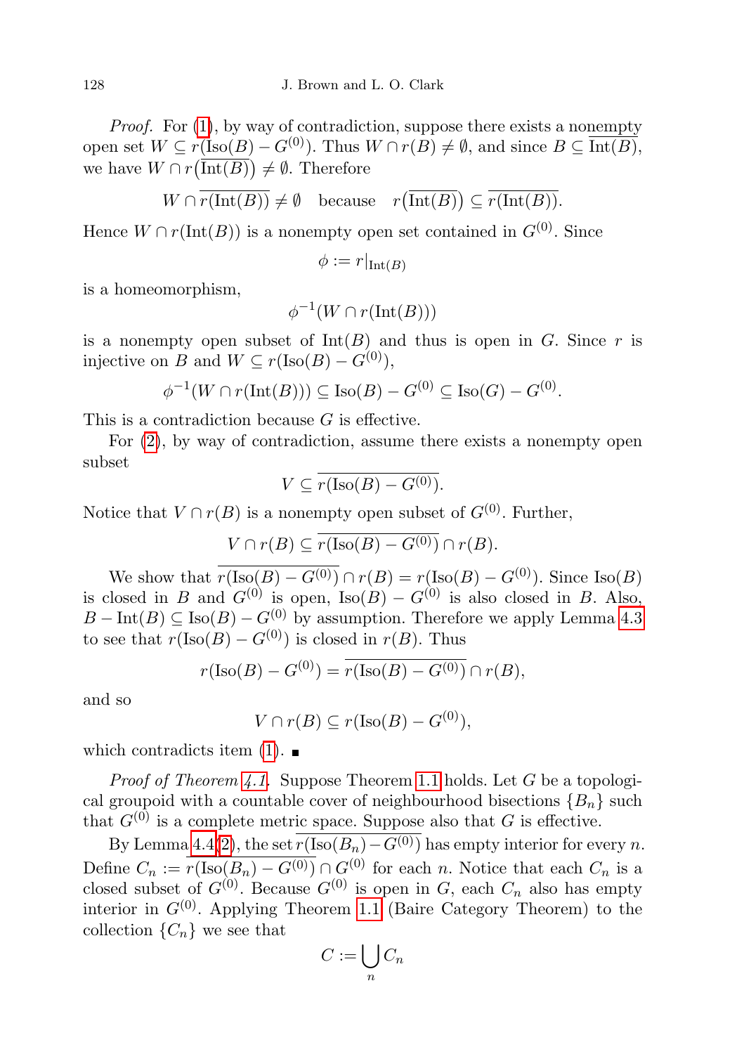*Proof.* For (1), by way of contradiction, suppose there exists a nonempty open set $W \subseteq r(\mathrm{Iso}(B) - G^{(0)})$. Thus $W \cap r(B) \neq \emptyset$, and since $B \subseteq \overline{\mathrm{Int}(B)}$, we have $W \cap r\big(\overline{\mathrm{Int}(B)}\big) \neq \emptyset$. Therefore

$$W \cap \overline{r(\mathrm{Int}(B))} \neq \emptyset \quad \text{because} \quad r\big(\overline{\mathrm{Int}(B)}\big) \subseteq \overline{r(\mathrm{Int}(B))}.$$

Hence $W \cap r(\mathrm{Int}(B))$ is a nonempty open set contained in $G^{(0)}$. Since

$$\phi := r|_{\mathrm{Int}(B)}$$

is a homeomorphism,

$$\phi^{-1}(W \cap r(\mathrm{Int}(B)))$$

is a nonempty open subset of $\mathrm{Int}(B)$ and thus is open in $G$. Since $r$ is injective on $B$ and $W \subseteq r(\mathrm{Iso}(B) - G^{(0)})$,

$$\phi^{-1}(W \cap r(\mathrm{Int}(B))) \subseteq \mathrm{Iso}(B) - G^{(0)} \subseteq \mathrm{Iso}(G) - G^{(0)}.$$

This is a contradiction because $G$ is effective.

For (2), by way of contradiction, assume there exists a nonempty open subset

$$V \subseteq \overline{r(\mathrm{Iso}(B) - G^{(0)})}.$$

Notice that $V \cap r(B)$ is a nonempty open subset of $G^{(0)}$. Further,

$$V \cap r(B) \subseteq \overline{r(\mathrm{Iso}(B) - G^{(0)})} \cap r(B).$$

We show that $\overline{r(\mathrm{Iso}(B) - G^{(0)})} \cap r(B) = r(\mathrm{Iso}(B) - G^{(0)})$. Since $\mathrm{Iso}(B)$ is closed in $B$ and $G^{(0)}$ is open, $\mathrm{Iso}(B) - G^{(0)}$ is also closed in $B$. Also, $B - \mathrm{Int}(B) \subseteq \mathrm{Iso}(B) - G^{(0)}$ by assumption. Therefore we apply Lemma 4.3 to see that $r(\mathrm{Iso}(B) - G^{(0)})$ is closed in $r(B)$. Thus

$$r(\mathrm{Iso}(B) - G^{(0)}) = \overline{r(\mathrm{Iso}(B) - G^{(0)})} \cap r(B),$$

and so

$$V \cap r(B) \subseteq r(\mathrm{Iso}(B) - G^{(0)}),$$

which contradicts item (1). ∎

*Proof of Theorem 4.1.* Suppose Theorem 1.1 holds. Let $G$ be a topological groupoid with a countable cover of neighbourhood bisections $\{B_n\}$ such that $G^{(0)}$ is a complete metric space. Suppose also that $G$ is effective.

By Lemma 4.4(2), the set $\overline{r(\mathrm{Iso}(B_n) - G^{(0)})}$ has empty interior for every $n$. Define $C_n := \overline{r(\mathrm{Iso}(B_n) - G^{(0)})} \cap G^{(0)}$ for each $n$. Notice that each $C_n$ is a closed subset of $G^{(0)}$. Because $G^{(0)}$ is open in $G$, each $C_n$ also has empty interior in $G^{(0)}$. Applying Theorem 1.1 (Baire Category Theorem) to the collection $\{C_n\}$ we see that

$$C := \bigcup_n C_n$$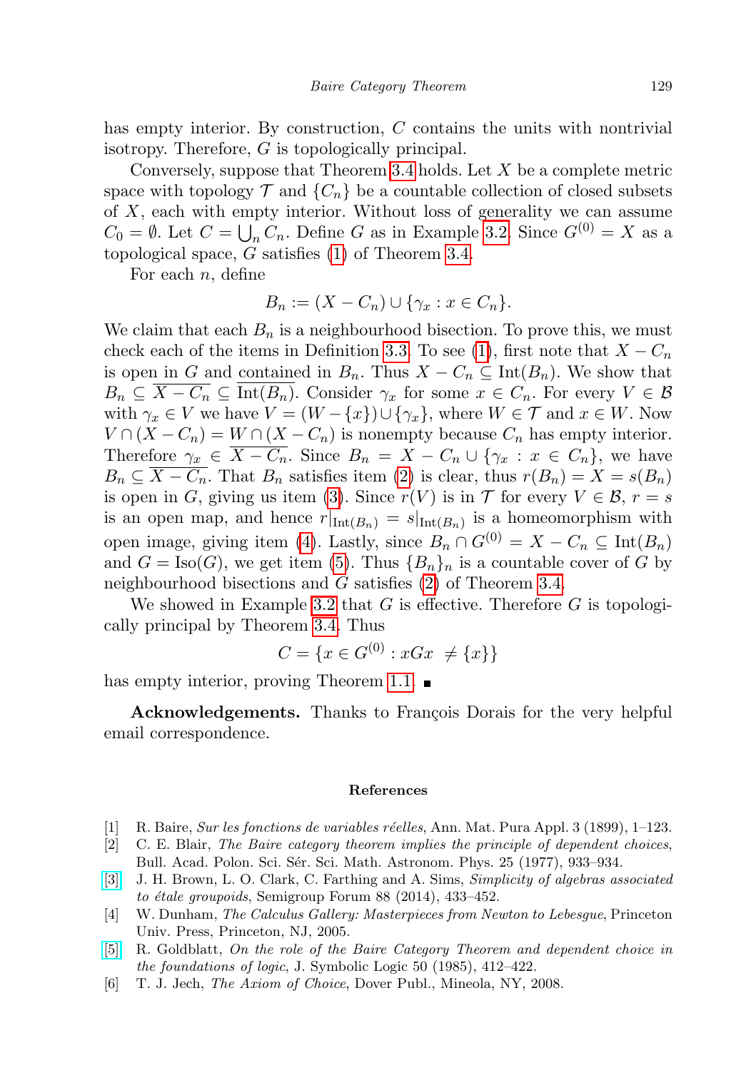has empty interior. By construction, $C$ contains the units with nontrivial isotropy. Therefore, $G$ is topologically principal.

Conversely, suppose that Theorem 3.4 holds. Let $X$ be a complete metric space with topology $\mathcal{T}$ and $\{C_n\}$ be a countable collection of closed subsets of $X$, each with empty interior. Without loss of generality we can assume $C_0 = \emptyset$. Let $C = \bigcup_n C_n$. Define $G$ as in Example 3.2. Since $G^{(0)} = X$ as a topological space, $G$ satisfies (1) of Theorem 3.4.

For each $n$, define

$$B_n := (X - C_n) \cup \{\gamma_x : x \in C_n\}.$$

We claim that each $B_n$ is a neighbourhood bisection. To prove this, we must check each of the items in Definition 3.3. To see (1), first note that $X - C_n$ is open in $G$ and contained in $B_n$. Thus $X - C_n \subseteq \operatorname{Int}(B_n)$. We show that $B_n \subseteq \overline{X - C_n} \subseteq \overline{\operatorname{Int}(B_n)}$. Consider $\gamma_x$ for some $x \in C_n$. For every $V \in \mathcal{B}$ with $\gamma_x \in V$ we have $V = (W - \{x\}) \cup \{\gamma_x\}$, where $W \in \mathcal{T}$ and $x \in W$. Now $V \cap (X - C_n) = W \cap (X - C_n)$ is nonempty because $C_n$ has empty interior. Therefore $\gamma_x \in \overline{X - C_n}$. Since $B_n = X - C_n \cup \{\gamma_x : x \in C_n\}$, we have $B_n \subseteq \overline{X - C_n}$. That $B_n$ satisfies item (2) is clear, thus $r(B_n) = X = s(B_n)$ is open in $G$, giving us item (3). Since $r(V)$ is in $\mathcal{T}$ for every $V \in \mathcal{B}$, $r = s$ is an open map, and hence $r|_{\operatorname{Int}(B_n)} = s|_{\operatorname{Int}(B_n)}$ is a homeomorphism with open image, giving item (4). Lastly, since $B_n \cap G^{(0)} = X - C_n \subseteq \operatorname{Int}(B_n)$ and $G = \operatorname{Iso}(G)$, we get item (5). Thus $\{B_n\}_n$ is a countable cover of $G$ by neighbourhood bisections and $G$ satisfies (2) of Theorem 3.4.

We showed in Example 3.2 that $G$ is effective. Therefore $G$ is topologically principal by Theorem 3.4. Thus

$$C = \{x \in G^{(0)} : xGx \neq \{x\}\}$$

has empty interior, proving Theorem 1.1. ■

**Acknowledgements.** Thanks to François Dorais for the very helpful email correspondence.

## References

[1] R. Baire, *Sur les fonctions de variables réelles*, Ann. Mat. Pura Appl. 3 (1899), 1–123.

[2] C. E. Blair, *The Baire category theorem implies the principle of dependent choices*, Bull. Acad. Polon. Sci. Sér. Sci. Math. Astronom. Phys. 25 (1977), 933–934.

[3] J. H. Brown, L. O. Clark, C. Farthing and A. Sims, *Simplicity of algebras associated to étale groupoids*, Semigroup Forum 88 (2014), 433–452.

[4] W. Dunham, *The Calculus Gallery: Masterpieces from Newton to Lebesgue*, Princeton Univ. Press, Princeton, NJ, 2005.

[5] R. Goldblatt, *On the role of the Baire Category Theorem and dependent choice in the foundations of logic*, J. Symbolic Logic 50 (1985), 412–422.

[6] T. J. Jech, *The Axiom of Choice*, Dover Publ., Mineola, NY, 2008.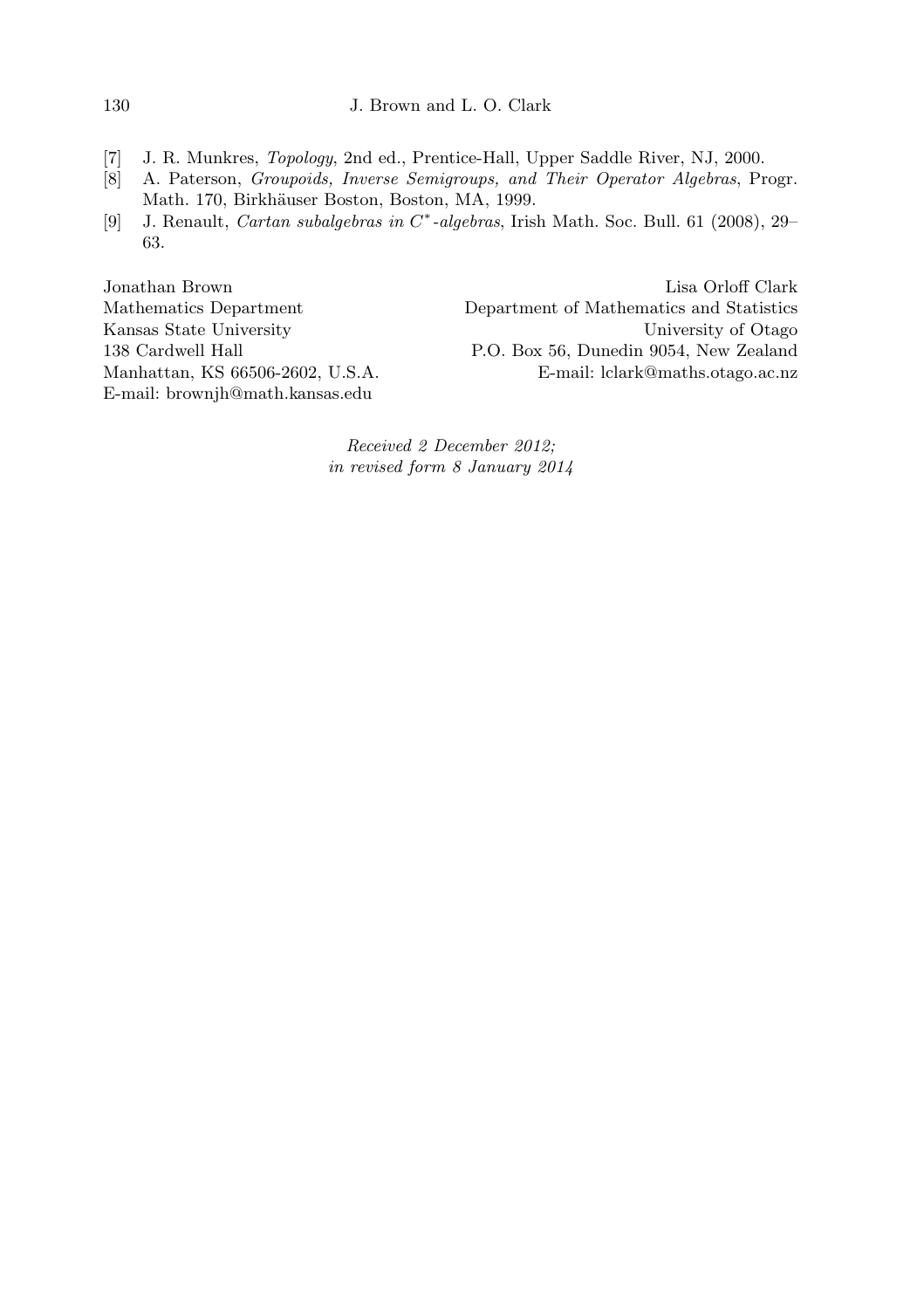[7] J. R. Munkres, *Topology*, 2nd ed., Prentice-Hall, Upper Saddle River, NJ, 2000.

[8] A. Paterson, *Groupoids, Inverse Semigroups, and Their Operator Algebras*, Progr. Math. 170, Birkhäuser Boston, Boston, MA, 1999.

[9] J. Renault, *Cartan subalgebras in $C^*$-algebras*, Irish Math. Soc. Bull. 61 (2008), 29–63.

Jonathan Brown
Mathematics Department
Kansas State University
138 Cardwell Hall
Manhattan, KS 66506-2602, U.S.A.
E-mail: brownjh@math.kansas.edu

Lisa Orloff Clark
Department of Mathematics and Statistics
University of Otago
P.O. Box 56, Dunedin 9054, New Zealand
E-mail: lclark@maths.otago.ac.nz

*Received 2 December 2012;*
*in revised form 8 January 2014*